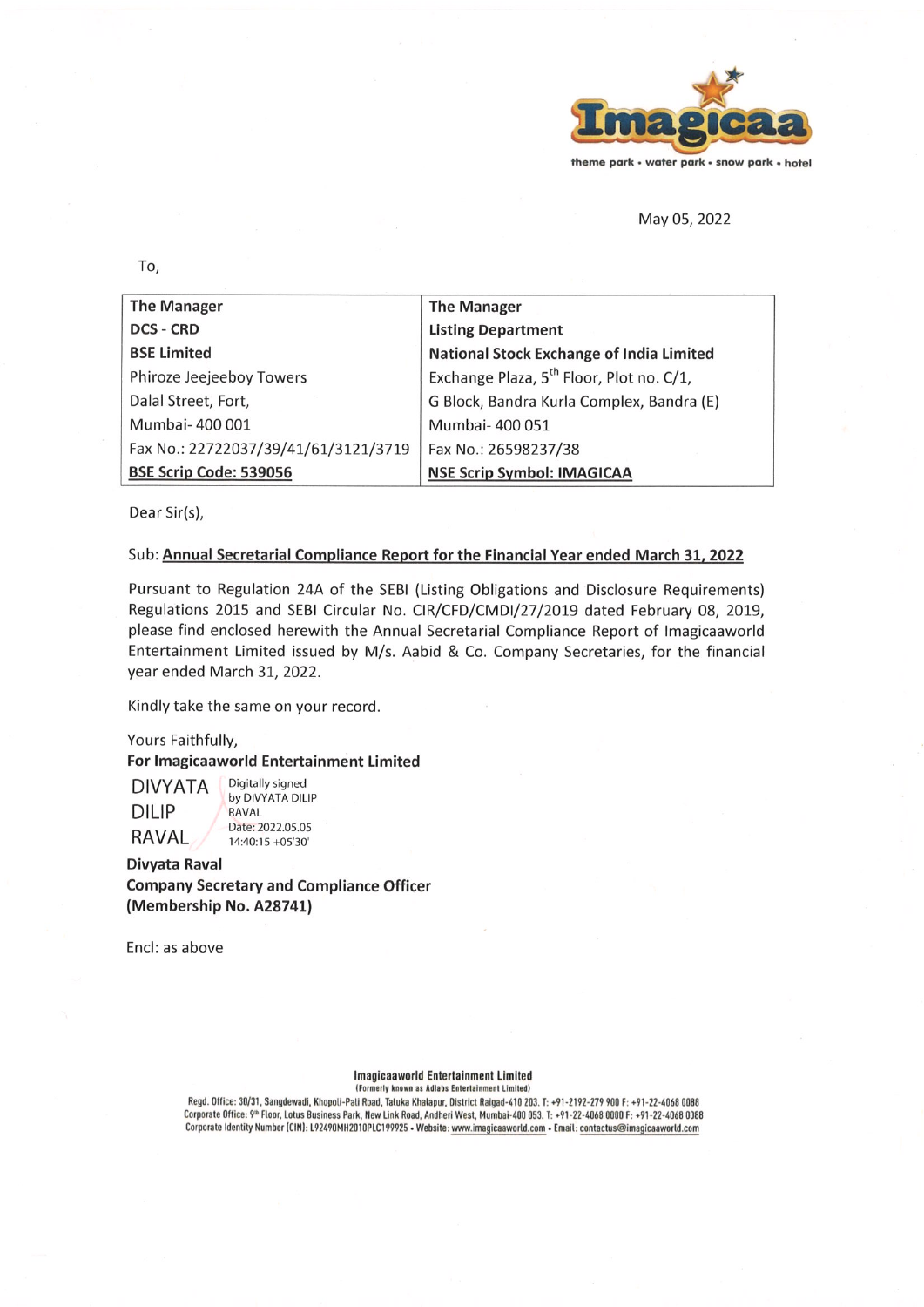May 05, 2022

To,

| The Manager | The Manager |
|---|---|
| **DCS - CRD** | **Listing Department** |
| **BSE Limited** | **National Stock Exchange of India Limited** |
| Phiroze Jeejeeboy Towers | Exchange Plaza, 5th Floor, Plot no. C/1, |
| Dalal Street, Fort, | G Block, Bandra Kurla Complex, Bandra (E) |
| Mumbai- 400 001 | Mumbai- 400 051 |
| Fax No.: 22722037/39/41/61/3121/3719 | Fax No.: 26598237/38 |
| **BSE Scrip Code: 539056** | **NSE Scrip Symbol: IMAGICAA** |

Dear Sir(s),

Sub: **Annual Secretarial Compliance Report for the Financial Year ended March 31, 2022**

Pursuant to Regulation 24A of the SEBI (Listing Obligations and Disclosure Requirements) Regulations 2015 and SEBI Circular No. CIR/CFD/CMDI/27/2019 dated February 08, 2019, please find enclosed herewith the Annual Secretarial Compliance Report of Imagicaaworld Entertainment Limited issued by M/s. Aabid & Co. Company Secretaries, for the financial year ended March 31, 2022.

Kindly take the same on your record.

Yours Faithfully,

**For Imagicaaworld Entertainment Limited**

DIVYATA DILIP RAVAL — Digitally signed by DIVYATA DILIP RAVAL Date: 2022.05.05 14:40:15 +05'30'

**Divyata Raval**
**Company Secretary and Compliance Officer**
**(Membership No. A28741)**

Encl: as above

**Imagicaaworld Entertainment Limited**
(Formerly known as Adlabs Entertainment Limited)
Regd. Office: 30/31, Sangdewadi, Khopoli-Pali Road, Taluka Khalapur, District Raigad-410 203. T: +91-2192-279 900 F: +91-22-4068 0088
Corporate Office: 9th Floor, Lotus Business Park, New Link Road, Andheri West, Mumbai-400 053. T: +91-22-4068 0000 F: +91-22-4068 0088
Corporate Identity Number (CIN): L92490MH2010PLC199925 • Website: www.imagicaaworld.com • Email: contactus@imagicaaworld.com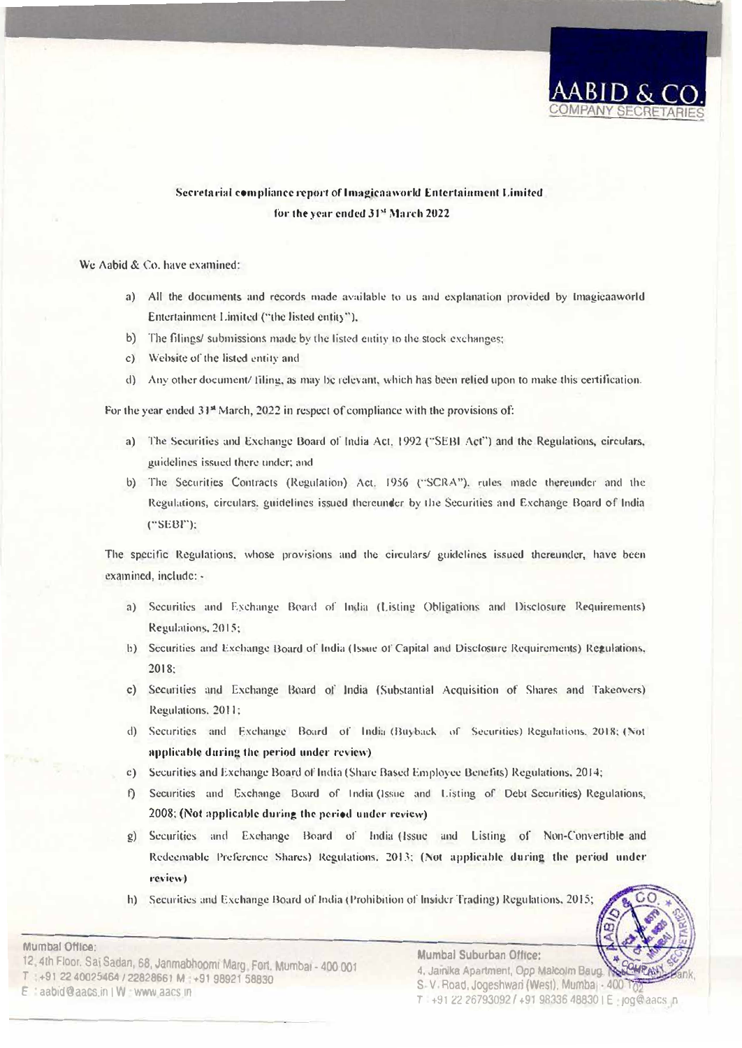**Secretarial compliance report of Imagicaaworld Entertainment Limited**
**for the year ended 31st March 2022**

We Aabid & Co. have examined:

a) All the documents and records made available to us and explanation provided by Imagicaaworld Entertainment Limited ("the listed entity"),

b) The filings/ submissions made by the listed entity to the stock exchanges;

c) Website of the listed entity and

d) Any other document/ filing, as may be relevant, which has been relied upon to make this certification.

For the year ended 31st March, 2022 in respect of compliance with the provisions of:

a) The Securities and Exchange Board of India Act, 1992 ("SEBI Act") and the Regulations, circulars, guidelines issued there under; and

b) The Securities Contracts (Regulation) Act, 1956 ("SCRA"), rules made thereunder and the Regulations, circulars, guidelines issued thereunder by the Securities and Exchange Board of India ("SEBI");

The specific Regulations, whose provisions and the circulars/ guidelines issued thereunder, have been examined, include: -

a) Securities and Exchange Board of India (Listing Obligations and Disclosure Requirements) Regulations, 2015;

b) Securities and Exchange Board of India (Issue of Capital and Disclosure Requirements) Regulations, 2018;

c) Securities and Exchange Board of India (Substantial Acquisition of Shares and Takeovers) Regulations, 2011;

d) Securities and Exchange Board of India (Buyback of Securities) Regulations, 2018; **(Not applicable during the period under review)**

e) Securities and Exchange Board of India (Share Based Employee Benefits) Regulations, 2014;

f) Securities and Exchange Board of India (Issue and Listing of Debt Securities) Regulations, 2008; **(Not applicable during the period under review)**

g) Securities and Exchange Board of India (Issue and Listing of Non-Convertible and Redeemable Preference Shares) Regulations, 2013; **(Not applicable during the period under review)**

h) Securities and Exchange Board of India (Prohibition of Insider Trading) Regulations, 2015;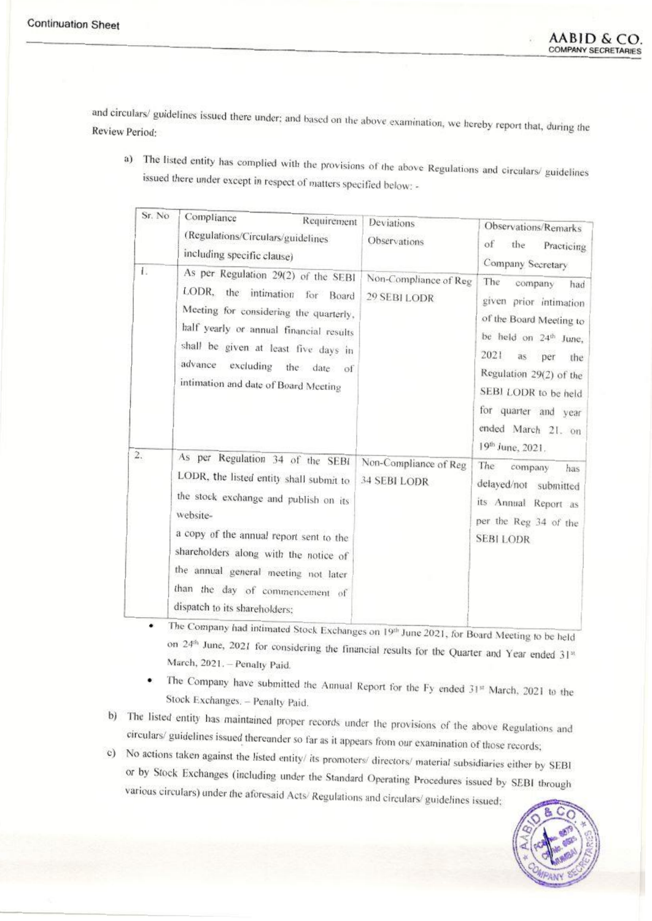and circulars/ guidelines issued there under; and based on the above examination, we hereby report that, during the Review Period:

a) The listed entity has complied with the provisions of the above Regulations and circulars/ guidelines issued there under except in respect of matters specified below: -

| Sr. No | Compliance Requirement (Regulations/Circulars/guidelines including specific clause) | Deviations Observations | Observations/Remarks of the Practicing Company Secretary |
|---|---|---|---|
| 1. | As per Regulation 29(2) of the SEBI LODR, the intimation for Board Meeting for considering the quarterly, half yearly or annual financial results shall be given at least five days in advance excluding the date of intimation and date of Board Meeting | Non-Compliance of Reg 29 SEBI LODR | The company had given prior intimation of the Board Meeting to be held on 24th June, 2021 as per the Regulation 29(2) of the SEBI LODR to be held for quarter and year ended March 21, on 19th June, 2021. |
| 2. | As per Regulation 34 of the SEBI LODR, the listed entity shall submit to the stock exchange and publish on its website- a copy of the annual report sent to the shareholders along with the notice of the annual general meeting not later than the day of commencement of dispatch to its shareholders; | Non-Compliance of Reg 34 SEBI LODR | The company has delayed/not submitted its Annual Report as per the Reg 34 of the SEBI LODR |

- The Company had intimated Stock Exchanges on 19th June 2021, for Board Meeting to be held on 24th June, 2021 for considering the financial results for the Quarter and Year ended 31st March, 2021. – Penalty Paid.
- The Company have submitted the Annual Report for the Fy ended 31st March, 2021 to the Stock Exchanges. – Penalty Paid.

b) The listed entity has maintained proper records under the provisions of the above Regulations and circulars/ guidelines issued thereunder so far as it appears from our examination of those records;

c) No actions taken against the listed entity/ its promoters/ directors/ material subsidiaries either by SEBI or by Stock Exchanges (including under the Standard Operating Procedures issued by SEBI through various circulars) under the aforesaid Acts/ Regulations and circulars/ guidelines issued;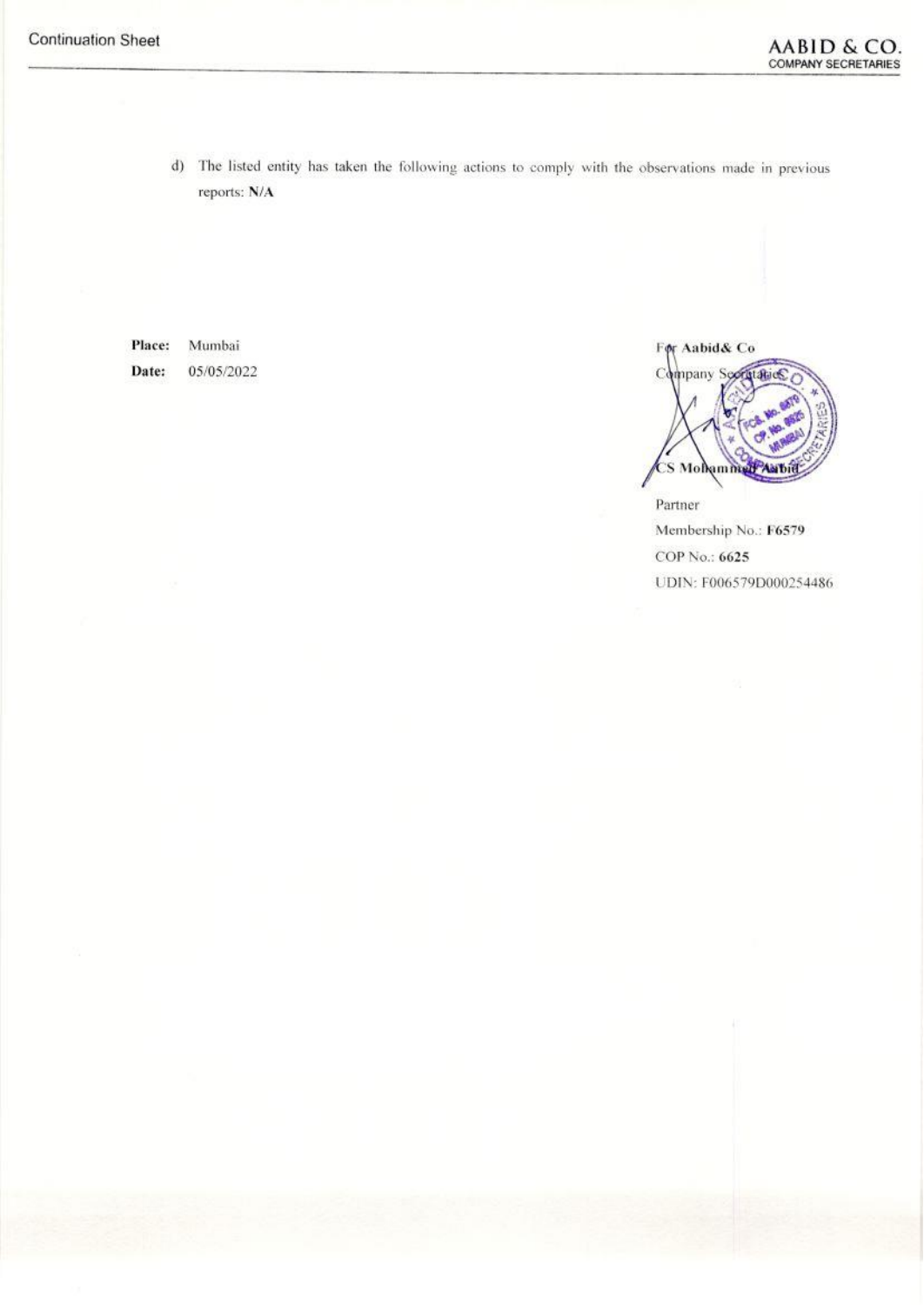d) The listed entity has taken the following actions to comply with the observations made in previous reports: **N/A**

**Place:** Mumbai

**Date:** 05/05/2022

For Aabid& Co

Company Secretaries

CS Mohammed Aabid

Partner

Membership No.: **F6579**

COP No.: **6625**

UDIN: F006579D000254486